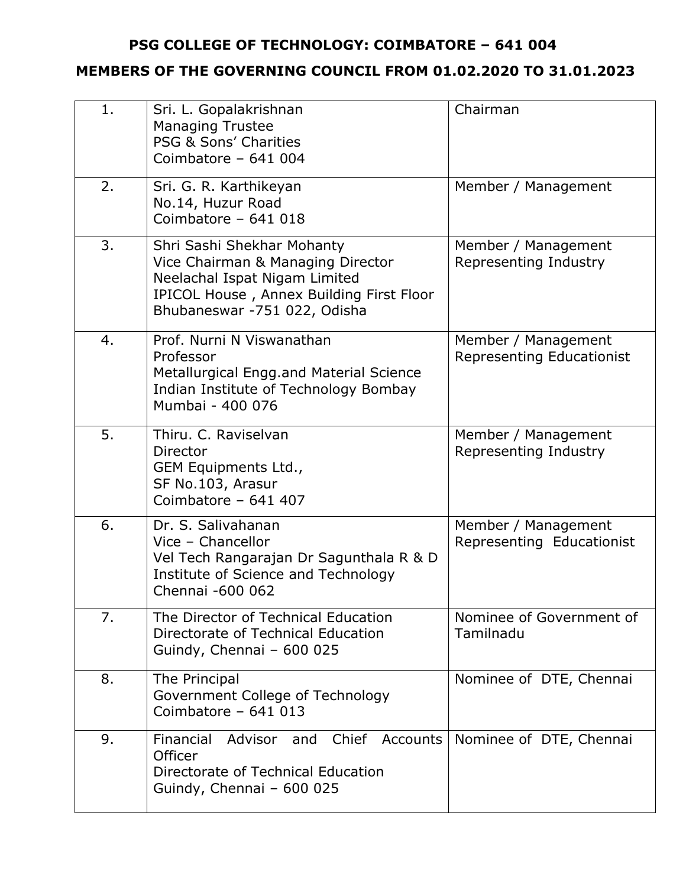**PSG COLLEGE OF TECHNOLOGY: COIMBATORE – 641 004**

**MEMBERS OF THE GOVERNING COUNCIL FROM 01.02.2020 TO 31.01.2023**

| | | |
|---|---|---|
| 1. | Sri. L. Gopalakrishnan<br>Managing Trustee<br>PSG & Sons' Charities<br>Coimbatore – 641 004 | Chairman |
| 2. | Sri. G. R. Karthikeyan<br>No.14, Huzur Road<br>Coimbatore – 641 018 | Member / Management |
| 3. | Shri Sashi Shekhar Mohanty<br>Vice Chairman & Managing Director<br>Neelachal Ispat Nigam Limited<br>IPICOL House , Annex Building First Floor<br>Bhubaneswar -751 022, Odisha | Member / Management<br>Representing Industry |
| 4. | Prof. Nurni N Viswanathan<br>Professor<br>Metallurgical Engg.and Material Science<br>Indian Institute of Technology Bombay<br>Mumbai - 400 076 | Member / Management<br>Representing Educationist |
| 5. | Thiru. C. Raviselvan<br>Director<br>GEM Equipments Ltd.,<br>SF No.103, Arasur<br>Coimbatore – 641 407 | Member / Management<br>Representing Industry |
| 6. | Dr. S. Salivahanan<br>Vice – Chancellor<br>Vel Tech Rangarajan Dr Sagunthala R & D<br>Institute of Science and Technology<br>Chennai -600 062 | Member / Management<br>Representing Educationist |
| 7. | The Director of Technical Education<br>Directorate of Technical Education<br>Guindy, Chennai – 600 025 | Nominee of Government of Tamilnadu |
| 8. | The Principal<br>Government College of Technology<br>Coimbatore – 641 013 | Nominee of DTE, Chennai |
| 9. | Financial Advisor and Chief Accounts Officer<br>Directorate of Technical Education<br>Guindy, Chennai – 600 025 | Nominee of DTE, Chennai |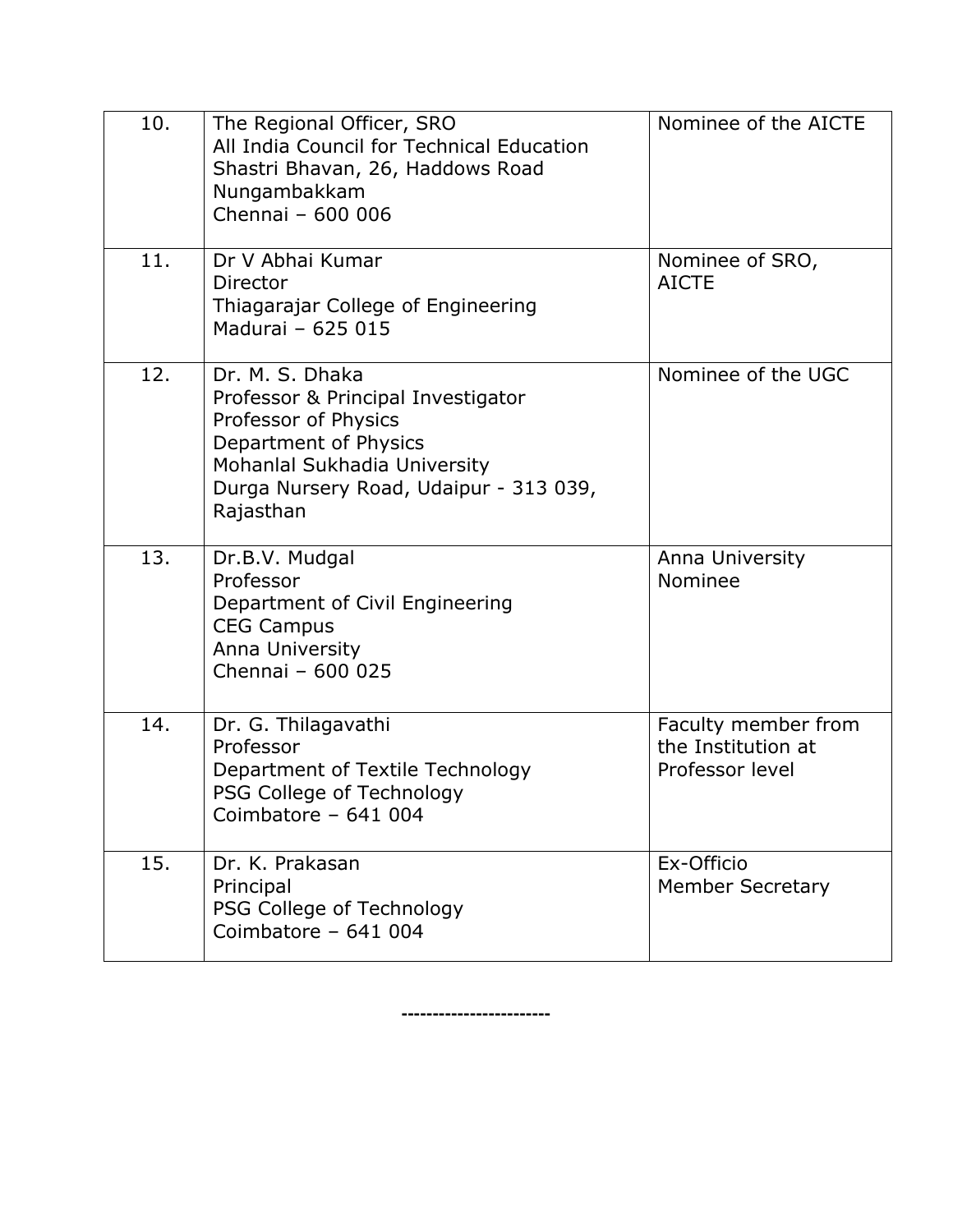| | | |
|---|---|---|
| 10. | The Regional Officer, SRO<br>All India Council for Technical Education<br>Shastri Bhavan, 26, Haddows Road<br>Nungambakkam<br>Chennai – 600 006 | Nominee of the AICTE |
| 11. | Dr V Abhai Kumar<br>Director<br>Thiagarajar College of Engineering<br>Madurai – 625 015 | Nominee of SRO, AICTE |
| 12. | Dr. M. S. Dhaka<br>Professor & Principal Investigator<br>Professor of Physics<br>Department of Physics<br>Mohanlal Sukhadia University<br>Durga Nursery Road, Udaipur - 313 039, Rajasthan | Nominee of the UGC |
| 13. | Dr.B.V. Mudgal<br>Professor<br>Department of Civil Engineering<br>CEG Campus<br>Anna University<br>Chennai – 600 025 | Anna University Nominee |
| 14. | Dr. G. Thilagavathi<br>Professor<br>Department of Textile Technology<br>PSG College of Technology<br>Coimbatore – 641 004 | Faculty member from the Institution at Professor level |
| 15. | Dr. K. Prakasan<br>Principal<br>PSG College of Technology<br>Coimbatore – 641 004 | Ex-Officio<br>Member Secretary |

-----------------------